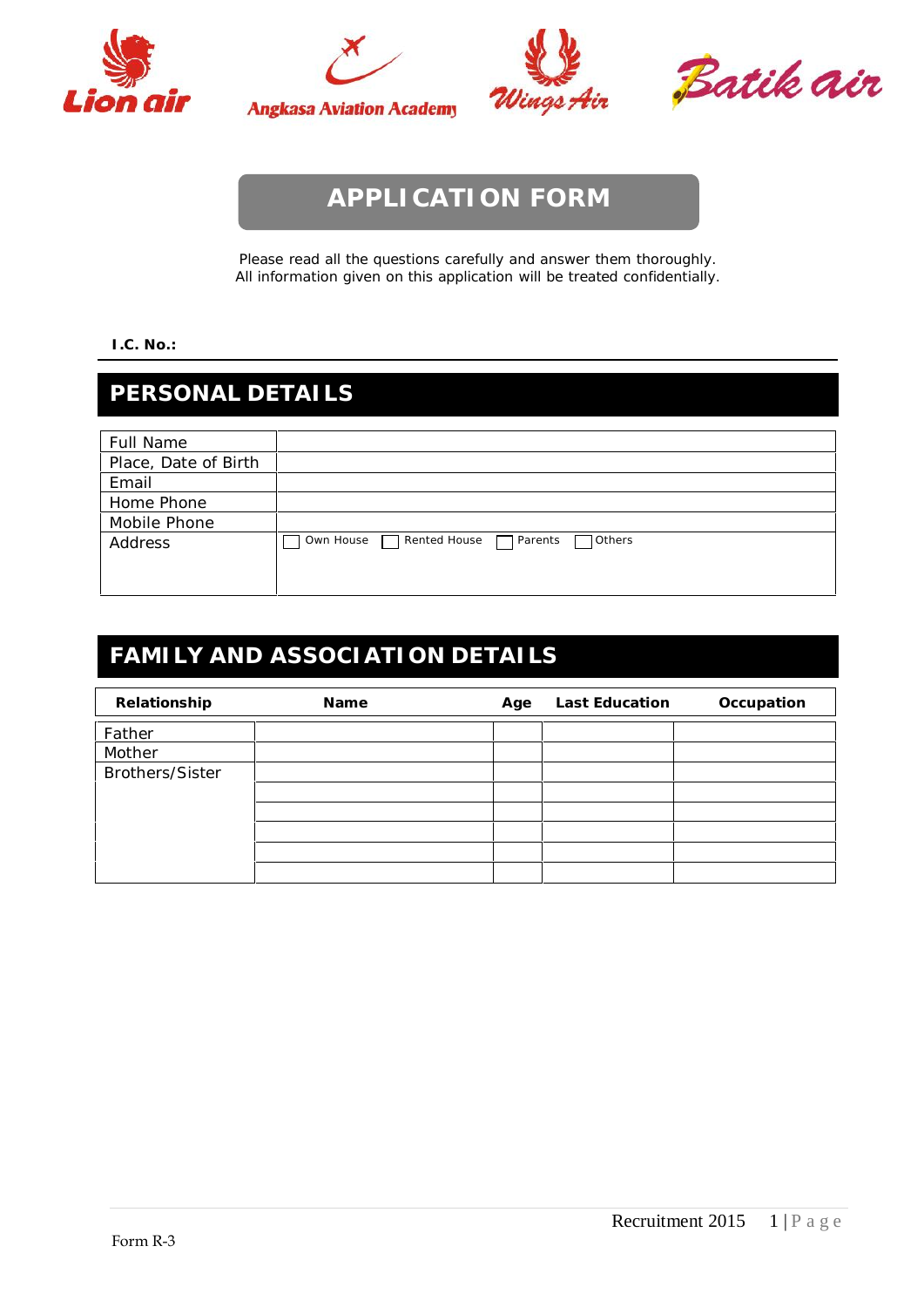Lion air | Angkasa Aviation Academy | Wings Air | Batik air

# APPLICATION FORM

Please read all the questions carefully and answer them thoroughly.
All information given on this application will be treated confidentially.

**I.C. No.:**

## PERSONAL DETAILS

| | |
|---|---|
| Full Name | |
| Place, Date of Birth | |
| Email | |
| Home Phone | |
| Mobile Phone | |
| Address | ☐ Own House ☐ Rented House ☐ Parents ☐ Others |

## FAMILY AND ASSOCIATION DETAILS

| Relationship | Name | Age | Last Education | Occupation |
|---|---|---|---|---|
| Father | | | | |
| Mother | | | | |
| Brothers/Sister | | | | |
| | | | | |
| | | | | |
| | | | | |
| | | | | |
| | | | | |

Form R-3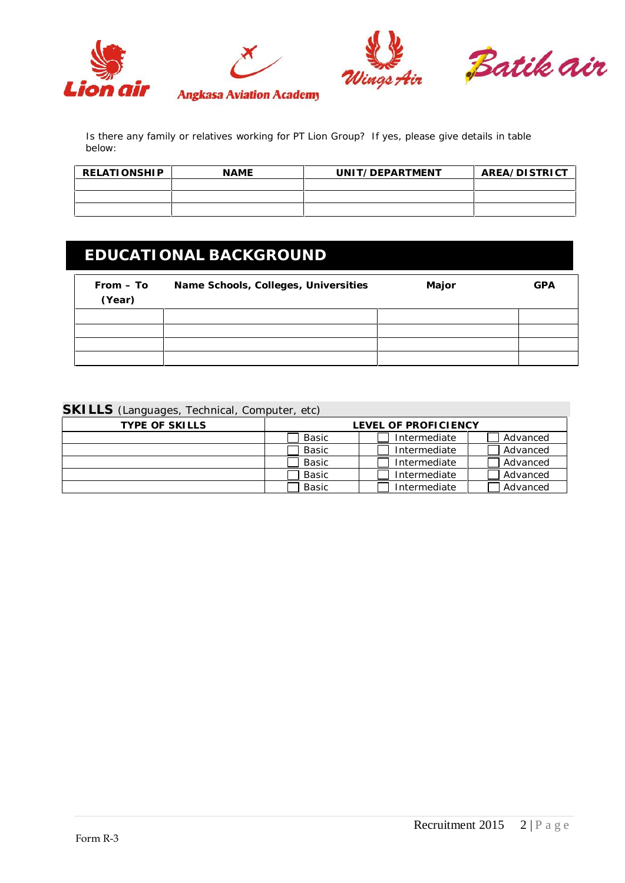Is there any family or relatives working for PT Lion Group? If yes, please give details in table below:

| RELATIONSHIP | NAME | UNIT/DEPARTMENT | AREA/DISTRICT |
|---|---|---|---|
| | | | |
| | | | |
| | | | |

## EDUCATIONAL BACKGROUND

| From – To (Year) | Name Schools, Colleges, Universities | Major | GPA |
|---|---|---|---|
| | | | |
| | | | |
| | | | |
| | | | |

**SKILLS** (Languages, Technical, Computer, etc)

| TYPE OF SKILLS | LEVEL OF PROFICIENCY | | |
|---|---|---|---|
| | ☐ Basic | ☐ Intermediate | ☐ Advanced |
| | ☐ Basic | ☐ Intermediate | ☐ Advanced |
| | ☐ Basic | ☐ Intermediate | ☐ Advanced |
| | ☐ Basic | ☐ Intermediate | ☐ Advanced |
| | ☐ Basic | ☐ Intermediate | ☐ Advanced |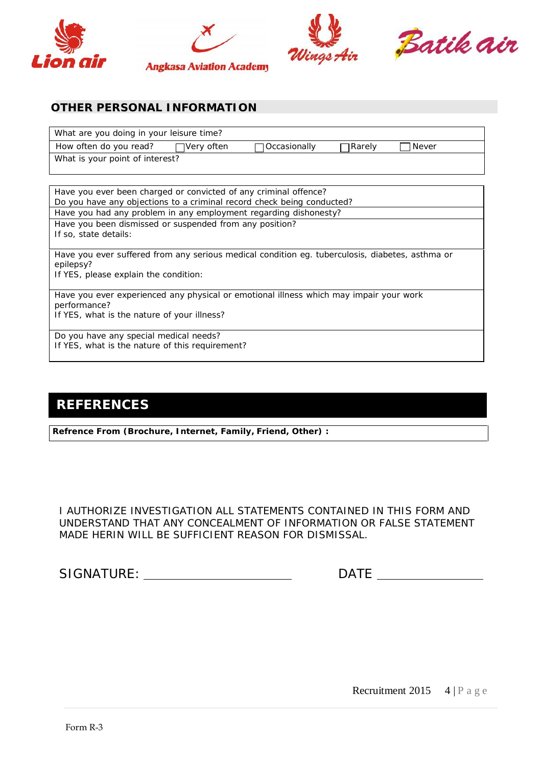## OTHER PERSONAL INFORMATION

| | | | | |
|---|---|---|---|---|
| What are you doing in your leisure time? | | | | |
| How often do you read? | ☐ Very often | ☐ Occasionally | ☐ Rarely | ☐ Never |
| What is your point of interest? | | | | |

| |
|---|
| Have you ever been charged or convicted of any criminal offence?<br>Do you have any objections to a criminal record check being conducted? |
| Have you had any problem in any employment regarding dishonesty? |
| Have you been dismissed or suspended from any position?<br>If so, state details: |
| Have you ever suffered from any serious medical condition eg. tuberculosis, diabetes, asthma or epilepsy?<br>If YES, please explain the condition: |
| Have you ever experienced any physical or emotional illness which may impair your work performance?<br>If YES, what is the nature of your illness? |
| Do you have any special medical needs?<br>If YES, what is the nature of this requirement? |

## REFERENCES

| |
|---|
| **Refrence From (Brochure, Internet, Family, Friend, Other) :** |

I AUTHORIZE INVESTIGATION ALL STATEMENTS CONTAINED IN THIS FORM AND UNDERSTAND THAT ANY CONCEALMENT OF INFORMATION OR FALSE STATEMENT MADE HERIN WILL BE SUFFICIENT REASON FOR DISMISSAL.

SIGNATURE: ______________________ DATE ________________

Form R-3